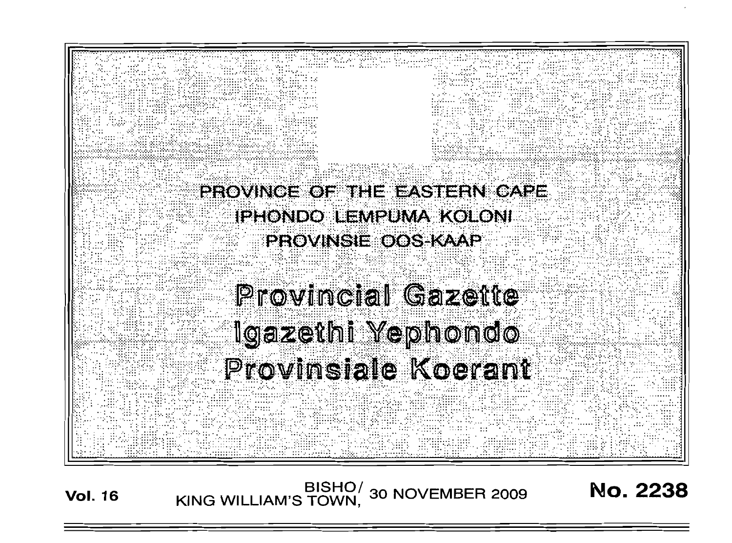# PROVINCE OF THE EASTERN CAPE
# IPHONDO LEMPUMA KOLONI
# PROVINSIE OOS-KAAP

# Provincial Gazette
# Igazethi Yephondo
# Provinsiale Koerant

**Vol. 16** BISHO/ KING WILLIAM'S TOWN, 30 NOVEMBER 2009 **No. 2238**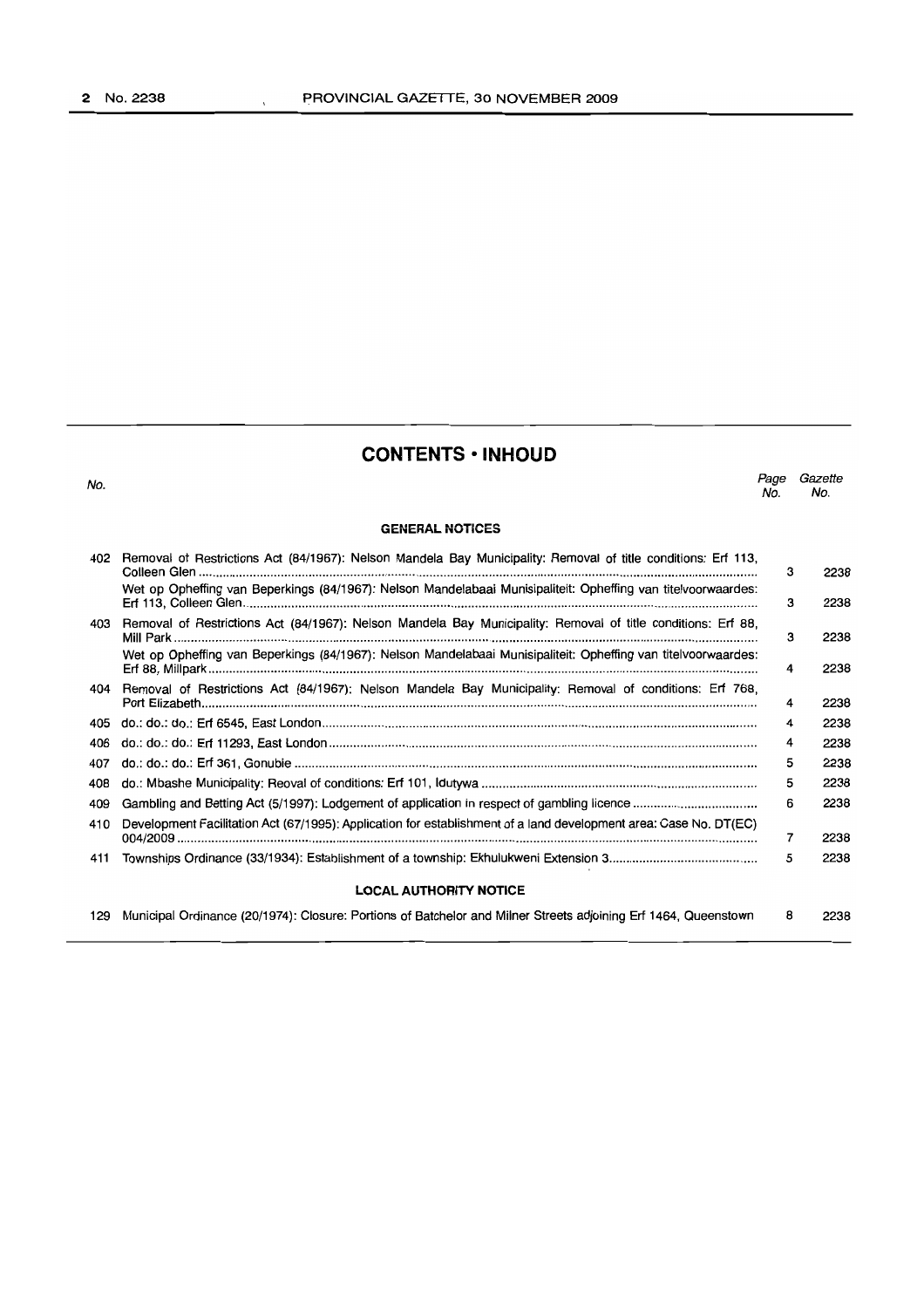## CONTENTS • INHOUD

| No. | | Page No. | Gazette No. |
|---|---|---|---|
| | **GENERAL NOTICES** | | |
| 402 | Removal of Restrictions Act (84/1967): Nelson Mandela Bay Municipality: Removal of title conditions: Erf 113, Colleen Glen | 3 | 2238 |
| | Wet op Opheffing van Beperkings (84/1967): Nelson Mandelabaai Munisipaliteit: Opheffing van titelvoorwaardes: Erf 113, Colleen Glen | 3 | 2238 |
| 403 | Removal of Restrictions Act (84/1967): Nelson Mandela Bay Municipality: Removal of title conditions: Erf 88, Mill Park | 3 | 2238 |
| | Wet op Opheffing van Beperkings (84/1967): Nelson Mandelabaai Munisipaliteit: Opheffing van titelvoorwaardes: Erf 88, Millpark | 4 | 2238 |
| 404 | Removal of Restrictions Act (84/1967): Nelson Mandela Bay Municipality: Removal of conditions: Erf 768, Port Elizabeth | 4 | 2238 |
| 405 | do.: do.: do.: Erf 6545, East London | 4 | 2238 |
| 406 | do.: do.: do.: Erf 11293, East London | 4 | 2238 |
| 407 | do.: do.: do.: Erf 361, Gonubie | 5 | 2238 |
| 408 | do.: Mbashe Municipality: Reoval of conditions: Erf 101, Idutywa | 5 | 2238 |
| 409 | Gambling and Betting Act (5/1997): Lodgement of application in respect of gambling licence | 6 | 2238 |
| 410 | Development Facilitation Act (67/1995): Application for establishment of a land development area: Case No. DT(EC) 004/2009 | 7 | 2238 |
| 411 | Townships Ordinance (33/1934): Establishment of a township: Ekhulukweni Extension 3 | 5 | 2238 |
| | **LOCAL AUTHORITY NOTICE** | | |
| 129 | Municipal Ordinance (20/1974): Closure: Portions of Batchelor and Milner Streets adjoining Erf 1464, Queenstown | 8 | 2238 |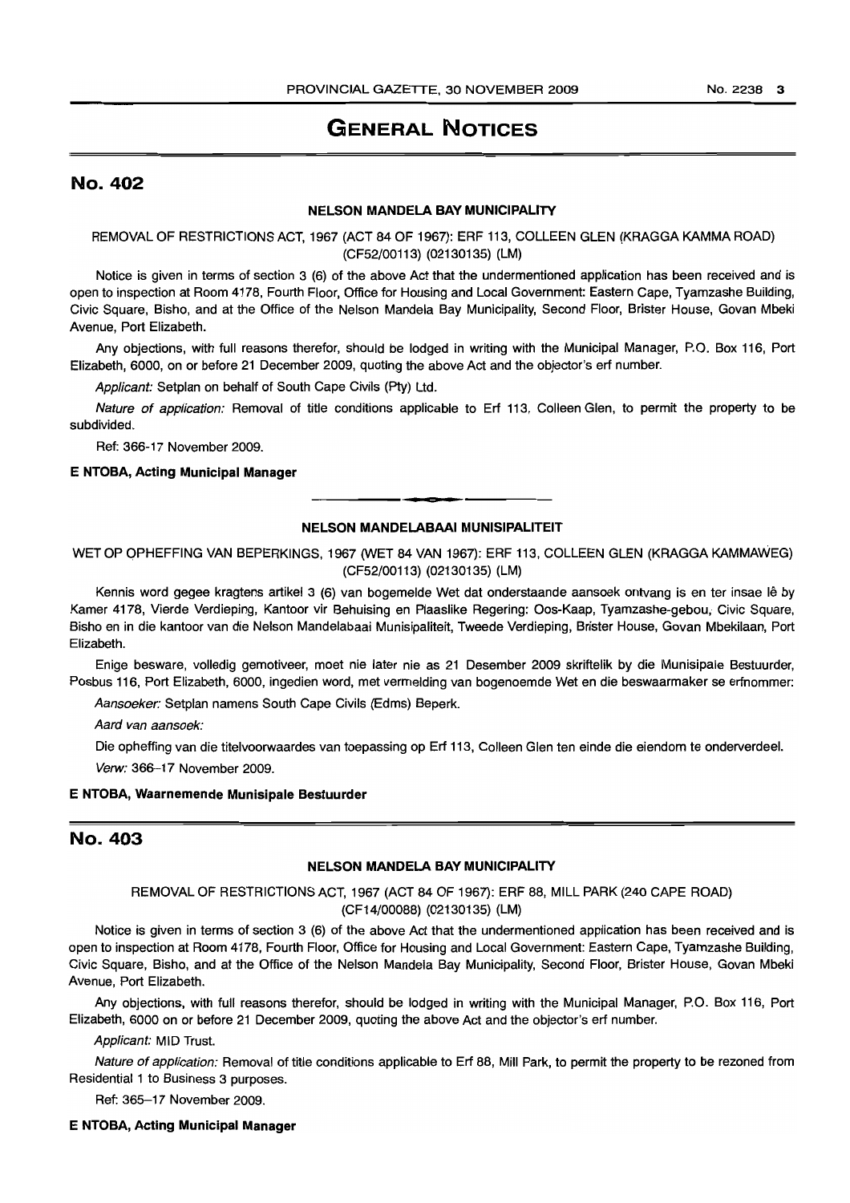# GENERAL NOTICES

## No. 402

### NELSON MANDELA BAY MUNICIPALITY

REMOVAL OF RESTRICTIONS ACT, 1967 (ACT 84 OF 1967): ERF 113, COLLEEN GLEN (KRAGGA KAMMA ROAD) (CF52/00113) (02130135) (LM)

Notice is given in terms of section 3 (6) of the above Act that the undermentioned application has been received and is open to inspection at Room 4178, Fourth Floor, Office for Housing and Local Government: Eastern Cape, Tyamzashe Building, Civic Square, Bisho, and at the Office of the Nelson Mandela Bay Municipality, Second Floor, Brister House, Govan Mbeki Avenue, Port Elizabeth.

Any objections, with full reasons therefor, should be lodged in writing with the Municipal Manager, P.O. Box 116, Port Elizabeth, 6000, on or before 21 December 2009, quoting the above Act and the objector's erf number.

*Applicant:* Setplan on behalf of South Cape Civils (Pty) Ltd.

*Nature of application:* Removal of title conditions applicable to Erf 113, Colleen Glen, to permit the property to be subdivided.

Ref: 366-17 November 2009.

**E NTOBA, Acting Municipal Manager**

---

### NELSON MANDELABAAI MUNISIPALITEIT

WET OP OPHEFFING VAN BEPERKINGS, 1967 (WET 84 VAN 1967): ERF 113, COLLEEN GLEN (KRAGGA KAMMAWEG) (CF52/00113) (02130135) (LM)

Kennis word gegee kragtens artikel 3 (6) van bogemelde Wet dat onderstaande aansoek ontvang is en ter insae lê by Kamer 4178, Vierde Verdieping, Kantoor vir Behuising en Plaaslike Regering: Oos-Kaap, Tyamzashe-gebou, Civic Square, Bisho en in die kantoor van die Nelson Mandelabaai Munisipaliteit, Tweede Verdieping, Brister House, Govan Mbekilaan, Port Elizabeth.

Enige besware, volledig gemotiveer, moet nie later nie as 21 Desember 2009 skriftelik by die Munisipale Bestuurder, Posbus 116, Port Elizabeth, 6000, ingedien word, met vermelding van bogenoemde Wet en die beswaarmaker se erfnommer:

*Aansoeker:* Setplan namens South Cape Civils (Edms) Beperk.

*Aard van aansoek:*

Die opheffing van die titelvoorwaardes van toepassing op Erf 113, Colleen Glen ten einde die eiendom te onderverdeel.

*Verw:* 366–17 November 2009.

**E NTOBA, Waarnemende Munisipale Bestuurder**

## No. 403

### NELSON MANDELA BAY MUNICIPALITY

REMOVAL OF RESTRICTIONS ACT, 1967 (ACT 84 OF 1967): ERF 88, MILL PARK (240 CAPE ROAD) (CF14/00088) (02130135) (LM)

Notice is given in terms of section 3 (6) of the above Act that the undermentioned application has been received and is open to inspection at Room 4178, Fourth Floor, Office for Housing and Local Government: Eastern Cape, Tyamzashe Building, Civic Square, Bisho, and at the Office of the Nelson Mandela Bay Municipality, Second Floor, Brister House, Govan Mbeki Avenue, Port Elizabeth.

Any objections, with full reasons therefor, should be lodged in writing with the Municipal Manager, P.O. Box 116, Port Elizabeth, 6000 on or before 21 December 2009, quoting the above Act and the objector's erf number.

*Applicant:* MID Trust.

*Nature of application:* Removal of title conditions applicable to Erf 88, Mill Park, to permit the property to be rezoned from Residential 1 to Business 3 purposes.

Ref: 365–17 November 2009.

**E NTOBA, Acting Municipal Manager**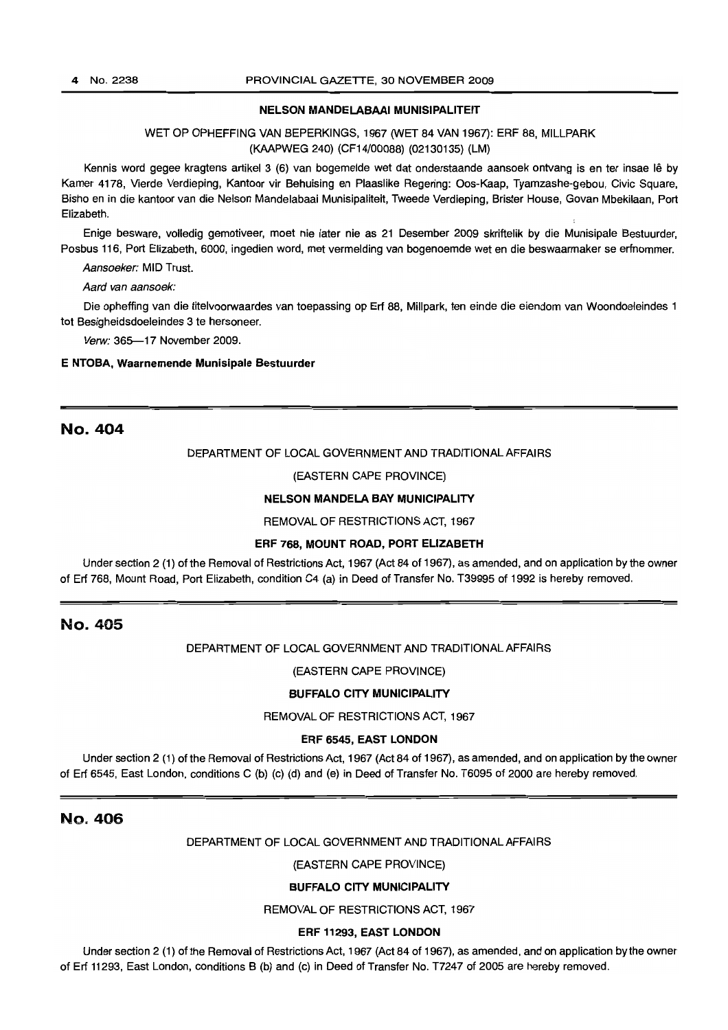**NELSON MANDELABAAI MUNISIPALITEIT**

WET OP OPHEFFING VAN BEPERKINGS, 1967 (WET 84 VAN 1967): ERF 88, MILLPARK (KAAPWEG 240) (CF14/00088) (02130135) (LM)

Kennis word gegee kragtens artikel 3 (6) van bogemelde wet dat onderstaande aansoek ontvang is en ter insae lê by Kamer 4178, Vierde Verdieping, Kantoor vir Behuising en Plaaslike Regering: Oos-Kaap, Tyamzashe-gebou, Civic Square, Bisho en in die kantoor van die Nelson Mandelabaai Munisipaliteit, Tweede Verdieping, Brister House, Govan Mbekilaan, Port Elizabeth.

Enige besware, volledig gemotiveer, moet nie later nie as 21 Desember 2009 skriftelik by die Munisipale Bestuurder, Posbus 116, Port Elizabeth, 6000, ingedien word, met vermelding van bogenoemde wet en die beswaarmaker se erfnommer.

*Aansoeker:* MID Trust.

*Aard van aansoek:*

Die opheffing van die titelvoorwaardes van toepassing op Erf 88, Millpark, ten einde die eiendom van Woondoeleindes 1 tot Besigheidsdoeleindes 3 te hersoneer.

*Verw:* 365—17 November 2009.

**E NTOBA, Waarnemende Munisipale Bestuurder**

## No. 404

DEPARTMENT OF LOCAL GOVERNMENT AND TRADITIONAL AFFAIRS

(EASTERN CAPE PROVINCE)

**NELSON MANDELA BAY MUNICIPALITY**

REMOVAL OF RESTRICTIONS ACT, 1967

**ERF 768, MOUNT ROAD, PORT ELIZABETH**

Under section 2 (1) of the Removal of Restrictions Act, 1967 (Act 84 of 1967), as amended, and on application by the owner of Erf 768, Mount Road, Port Elizabeth, condition C4 (a) in Deed of Transfer No. T39995 of 1992 is hereby removed.

## No. 405

DEPARTMENT OF LOCAL GOVERNMENT AND TRADITIONAL AFFAIRS

(EASTERN CAPE PROVINCE)

**BUFFALO CITY MUNICIPALITY**

REMOVAL OF RESTRICTIONS ACT, 1967

**ERF 6545, EAST LONDON**

Under section 2 (1) of the Removal of Restrictions Act, 1967 (Act 84 of 1967), as amended, and on application by the owner of Erf 6545, East London, conditions C (b) (c) (d) and (e) in Deed of Transfer No. T6095 of 2000 are hereby removed.

## No. 406

DEPARTMENT OF LOCAL GOVERNMENT AND TRADITIONAL AFFAIRS

(EASTERN CAPE PROVINCE)

**BUFFALO CITY MUNICIPALITY**

REMOVAL OF RESTRICTIONS ACT, 1967

**ERF 11293, EAST LONDON**

Under section 2 (1) of the Removal of Restrictions Act, 1967 (Act 84 of 1967), as amended, and on application by the owner of Erf 11293, East London, conditions B (b) and (c) in Deed of Transfer No. T7247 of 2005 are hereby removed.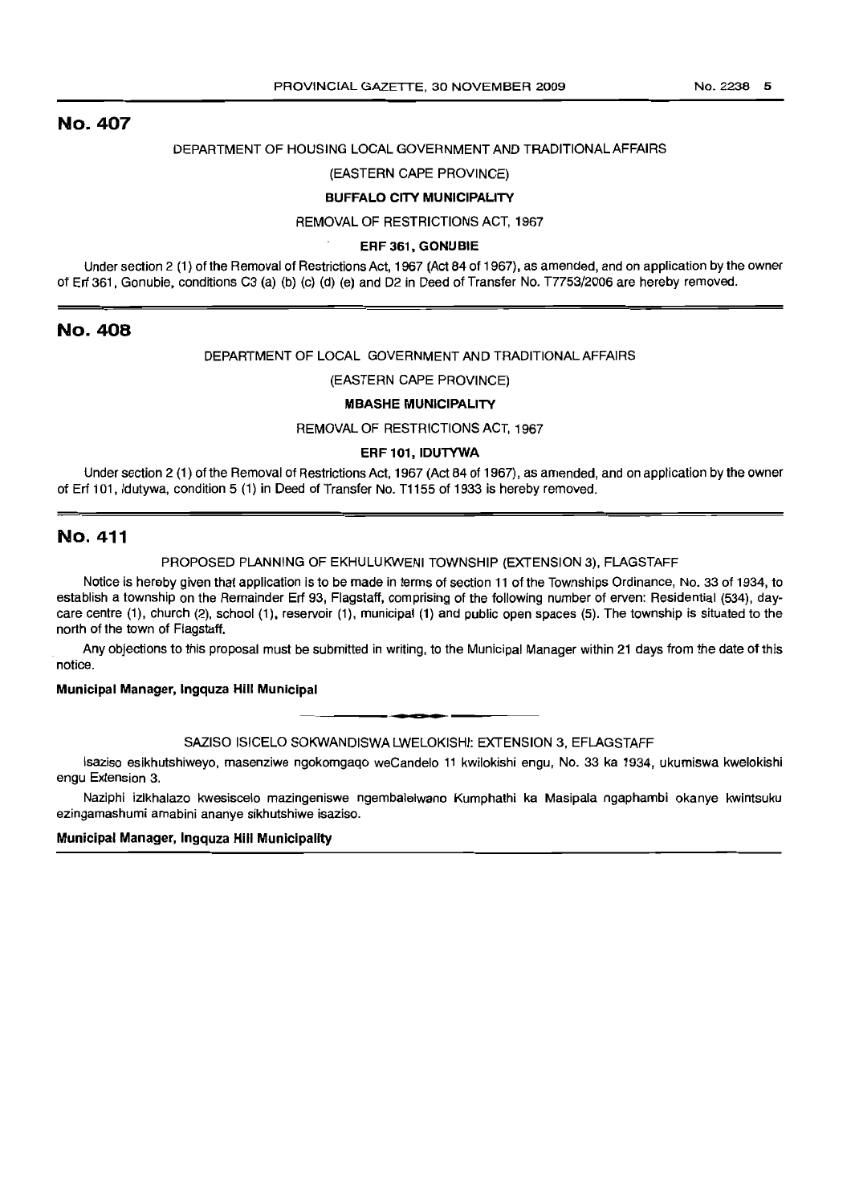## No. 407

DEPARTMENT OF HOUSING LOCAL GOVERNMENT AND TRADITIONAL AFFAIRS

(EASTERN CAPE PROVINCE)

**BUFFALO CITY MUNICIPALITY**

REMOVAL OF RESTRICTIONS ACT, 1967

**ERF 361, GONUBIE**

Under section 2 (1) of the Removal of Restrictions Act, 1967 (Act 84 of 1967), as amended, and on application by the owner of Erf 361, Gonubie, conditions C3 (a) (b) (c) (d) (e) and D2 in Deed of Transfer No. T7753/2006 are hereby removed.

## No. 408

DEPARTMENT OF LOCAL GOVERNMENT AND TRADITIONAL AFFAIRS

(EASTERN CAPE PROVINCE)

**MBASHE MUNICIPALITY**

REMOVAL OF RESTRICTIONS ACT, 1967

**ERF 101, IDUTYWA**

Under section 2 (1) of the Removal of Restrictions Act, 1967 (Act 84 of 1967), as amended, and on application by the owner of Erf 101, Idutywa, condition 5 (1) in Deed of Transfer No. T1155 of 1933 is hereby removed.

## No. 411

PROPOSED PLANNING OF EKHULUKWENI TOWNSHIP (EXTENSION 3), FLAGSTAFF

Notice is hereby given that application is to be made in terms of section 11 of the Townships Ordinance, No. 33 of 1934, to establish a township on the Remainder Erf 93, Flagstaff, comprising of the following number of erven: Residential (534), day-care centre (1), church (2), school (1), reservoir (1), municipal (1) and public open spaces (5). The township is situated to the north of the town of Flagstaff.

Any objections to this proposal must be submitted in writing, to the Municipal Manager within 21 days from the date of this notice.

**Municipal Manager, Ingquza Hill Municipal**

---

SAZISO ISICELO SOKWANDISWA LWELOKISHI: EXTENSION 3, EFLAGSTAFF

Isaziso esikhutshiweyo, masenziwe ngokomgaqo weCandelo 11 kwilokishi engu, No. 33 ka 1934, ukumiswa kwelokishi engu Extension 3.

Naziphi izikhalazo kwesiscelo mazingeniswe ngembalelwano Kumphathi ka Masipala ngaphambi okanye kwintsuku ezingamashumi amabini ananye sikhutshiwe isaziso.

**Municipal Manager, Ingquza Hill Municipality**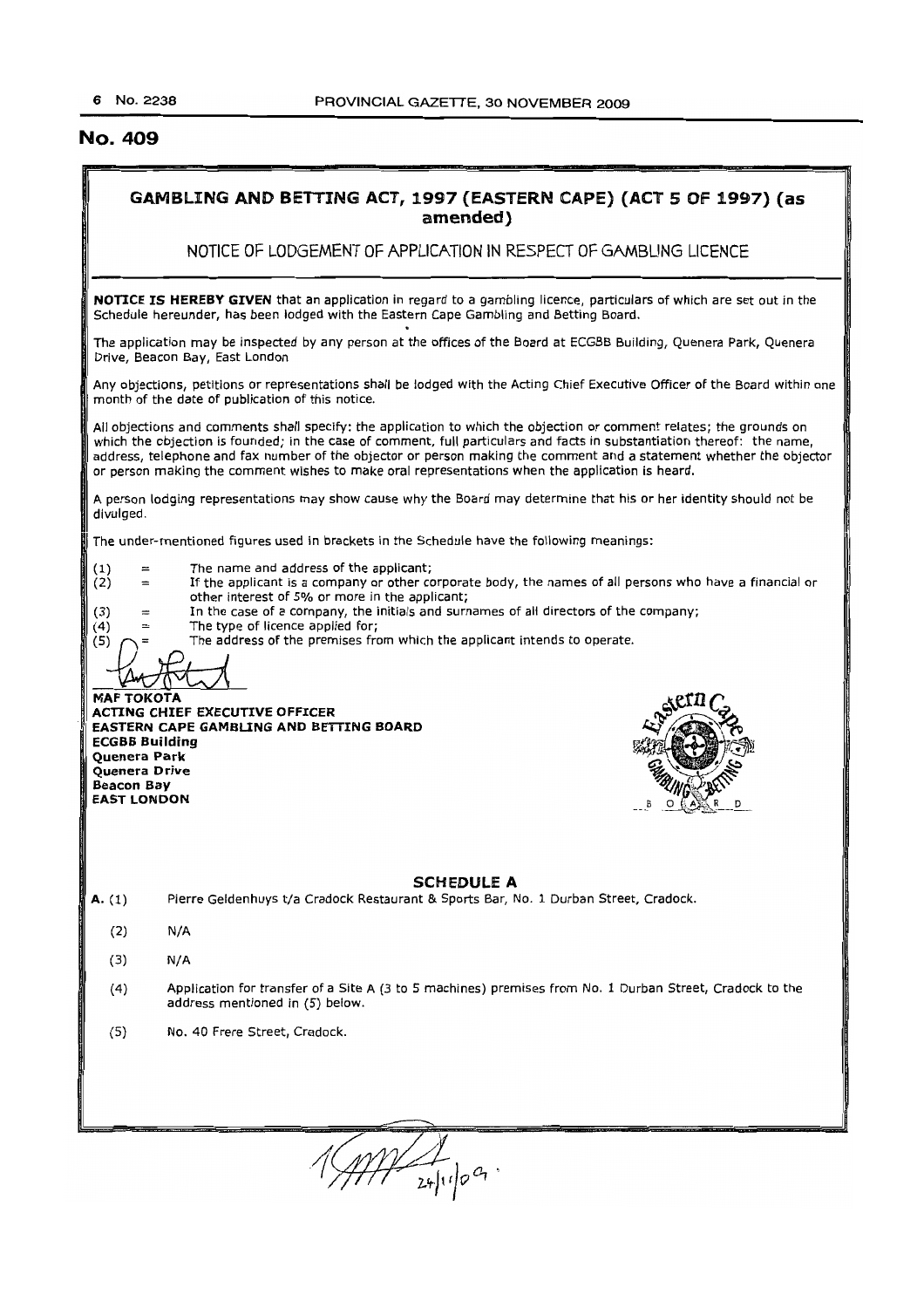## No. 409

### GAMBLING AND BETTING ACT, 1997 (EASTERN CAPE) (ACT 5 OF 1997) (as amended)

NOTICE OF LODGEMENT OF APPLICATION IN RESPECT OF GAMBLING LICENCE

**NOTICE IS HEREBY GIVEN** that an application in regard to a gambling licence, particulars of which are set out in the Schedule hereunder, has been lodged with the Eastern Cape Gambling and Betting Board.

The application may be inspected by any person at the offices of the Board at ECGBB Building, Quenera Park, Quenera Drive, Beacon Bay, East London

Any objections, petitions or representations shall be lodged with the Acting Chief Executive Officer of the Board within one month of the date of publication of this notice.

All objections and comments shall specify: the application to which the objection or comment relates; the grounds on which the objection is founded; in the case of comment, full particulars and facts in substantiation thereof: the name, address, telephone and fax number of the objector or person making the comment and a statement whether the objector or person making the comment wishes to make oral representations when the application is heard.

A person lodging representations may show cause why the Board may determine that his or her identity should not be divulged.

The under-mentioned figures used in brackets in the Schedule have the following meanings:

(1) = The name and address of the applicant;
(2) = If the applicant is a company or other corporate body, the names of all persons who have a financial or other interest of 5% or more in the applicant;
(3) = In the case of a company, the initials and surnames of all directors of the company;
(4) = The type of licence applied for;
(5) = The address of the premises from which the applicant intends to operate.

**MAF TOKOTA**
**ACTING CHIEF EXECUTIVE OFFICER**
**EASTERN CAPE GAMBLING AND BETTING BOARD**
**ECGBB Building**
**Quenera Park**
**Quenera Drive**
**Beacon Bay**
**EAST LONDON**

### SCHEDULE A

**A.** (1) Pierre Geldenhuys t/a Cradock Restaurant & Sports Bar, No. 1 Durban Street, Cradock.

(2) N/A

(3) N/A

(4) Application for transfer of a Site A (3 to 5 machines) premises from No. 1 Durban Street, Cradock to the address mentioned in (5) below.

(5) No. 40 Frere Street, Cradock.

24/11/09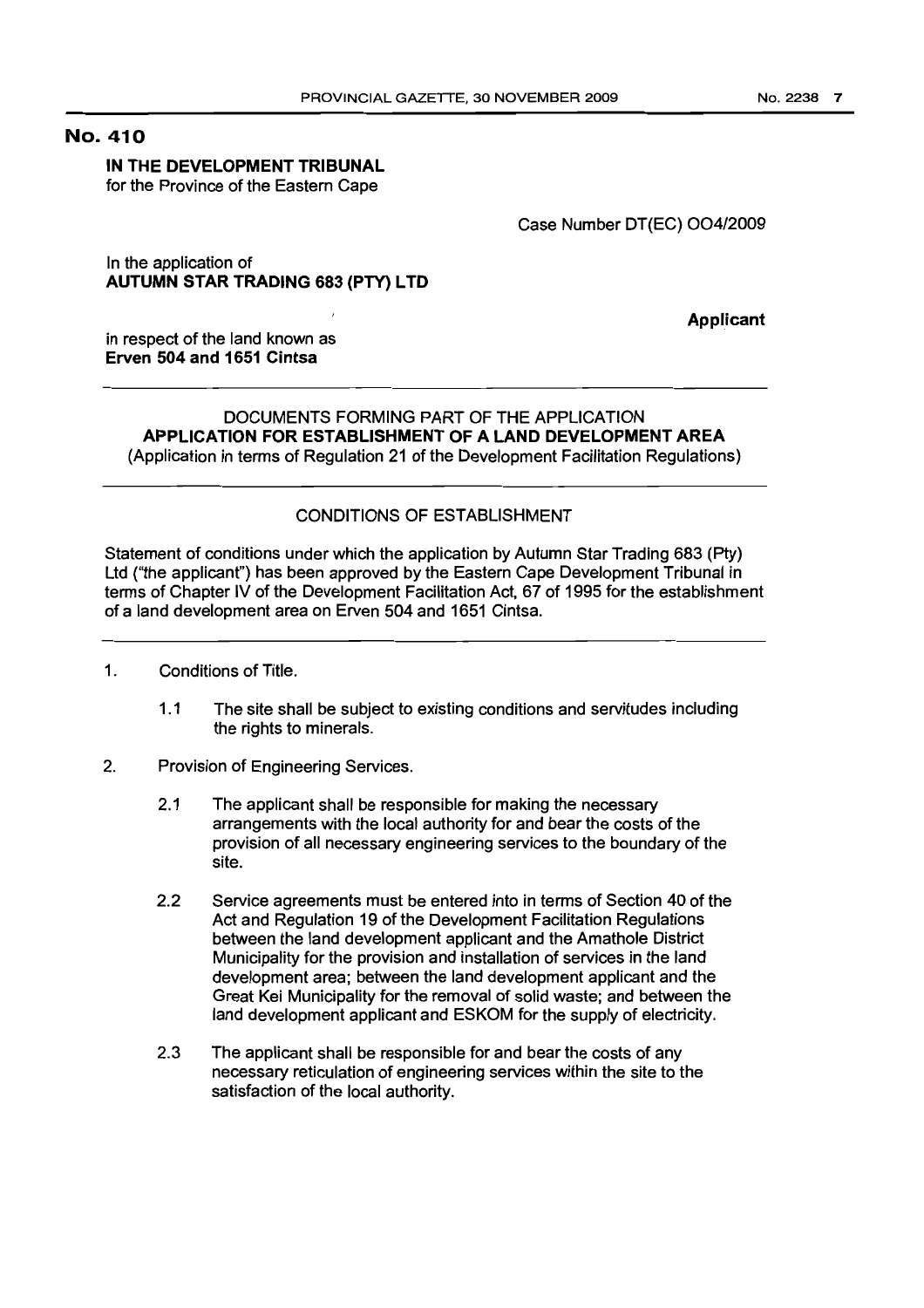## No. 410

**IN THE DEVELOPMENT TRIBUNAL**
for the Province of the Eastern Cape

Case Number DT(EC) 004/2009

In the application of
**AUTUMN STAR TRADING 683 (PTY) LTD**

**Applicant**

in respect of the land known as
**Erven 504 and 1651 Cintsa**

---

DOCUMENTS FORMING PART OF THE APPLICATION

**APPLICATION FOR ESTABLISHMENT OF A LAND DEVELOPMENT AREA**

(Application in terms of Regulation 21 of the Development Facilitation Regulations)

---

CONDITIONS OF ESTABLISHMENT

Statement of conditions under which the application by Autumn Star Trading 683 (Pty) Ltd ("the applicant") has been approved by the Eastern Cape Development Tribunal in terms of Chapter IV of the Development Facilitation Act, 67 of 1995 for the establishment of a land development area on Erven 504 and 1651 Cintsa.

---

1. Conditions of Title.

   1.1 The site shall be subject to existing conditions and servitudes including the rights to minerals.

2. Provision of Engineering Services.

   2.1 The applicant shall be responsible for making the necessary arrangements with the local authority for and bear the costs of the provision of all necessary engineering services to the boundary of the site.

   2.2 Service agreements must be entered into in terms of Section 40 of the Act and Regulation 19 of the Development Facilitation Regulations between the land development applicant and the Amathole District Municipality for the provision and installation of services in the land development area; between the land development applicant and the Great Kei Municipality for the removal of solid waste; and between the land development applicant and ESKOM for the supply of electricity.

   2.3 The applicant shall be responsible for and bear the costs of any necessary reticulation of engineering services within the site to the satisfaction of the local authority.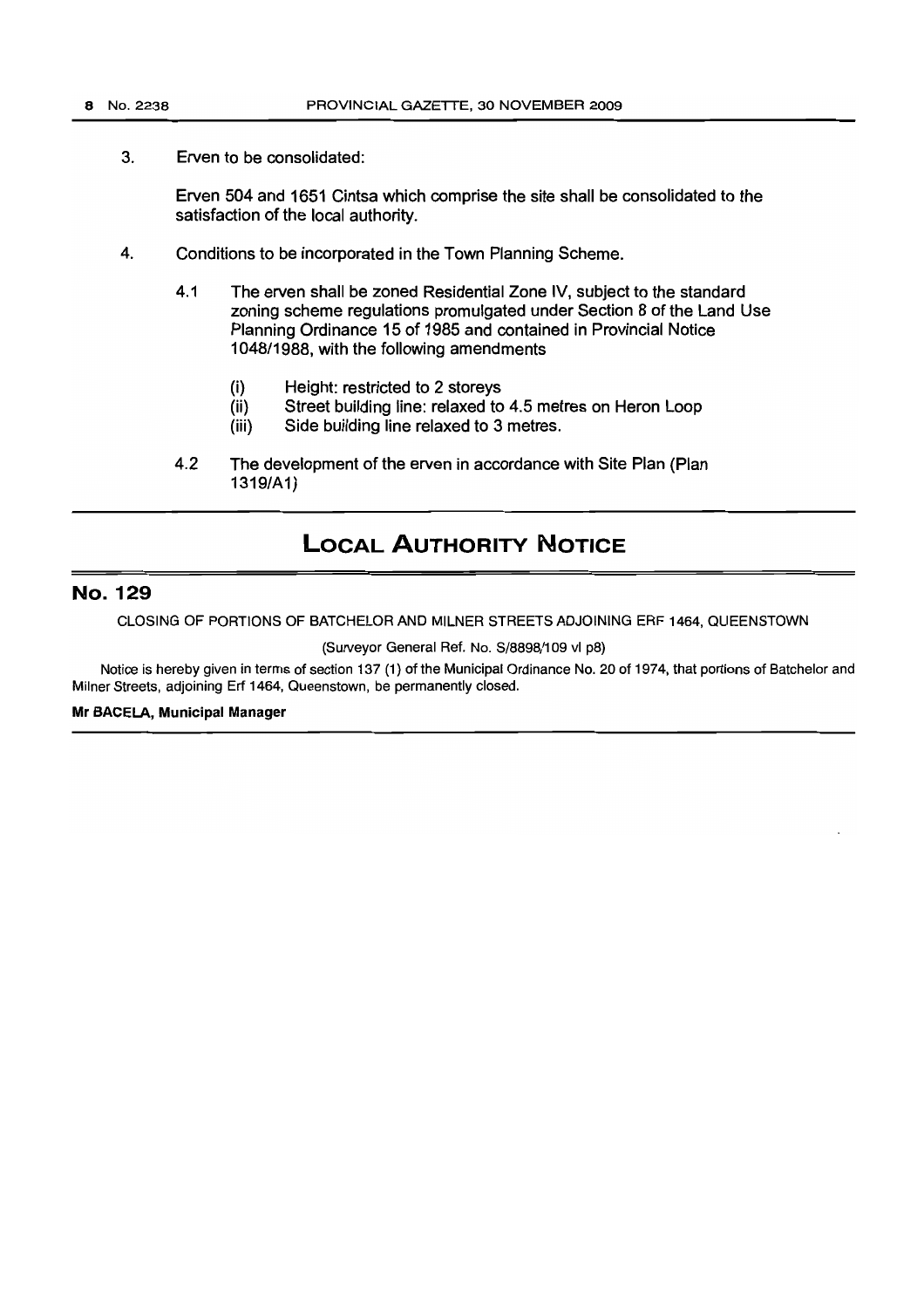3. Erven to be consolidated:

   Erven 504 and 1651 Cintsa which comprise the site shall be consolidated to the satisfaction of the local authority.

4. Conditions to be incorporated in the Town Planning Scheme.

   4.1 The erven shall be zoned Residential Zone IV, subject to the standard zoning scheme regulations promulgated under Section 8 of the Land Use Planning Ordinance 15 of 1985 and contained in Provincial Notice 1048/1988, with the following amendments

   (i) Height: restricted to 2 storeys
   (ii) Street building line: relaxed to 4.5 metres on Heron Loop
   (iii) Side building line relaxed to 3 metres.

   4.2 The development of the erven in accordance with Site Plan (Plan 1319/A1)

# LOCAL AUTHORITY NOTICE

## No. 129

CLOSING OF PORTIONS OF BATCHELOR AND MILNER STREETS ADJOINING ERF 1464, QUEENSTOWN

(Surveyor General Ref. No. S/8898/109 vl p8)

Notice is hereby given in terms of section 137 (1) of the Municipal Ordinance No. 20 of 1974, that portions of Batchelor and Milner Streets, adjoining Erf 1464, Queenstown, be permanently closed.

**Mr BACELA, Municipal Manager**